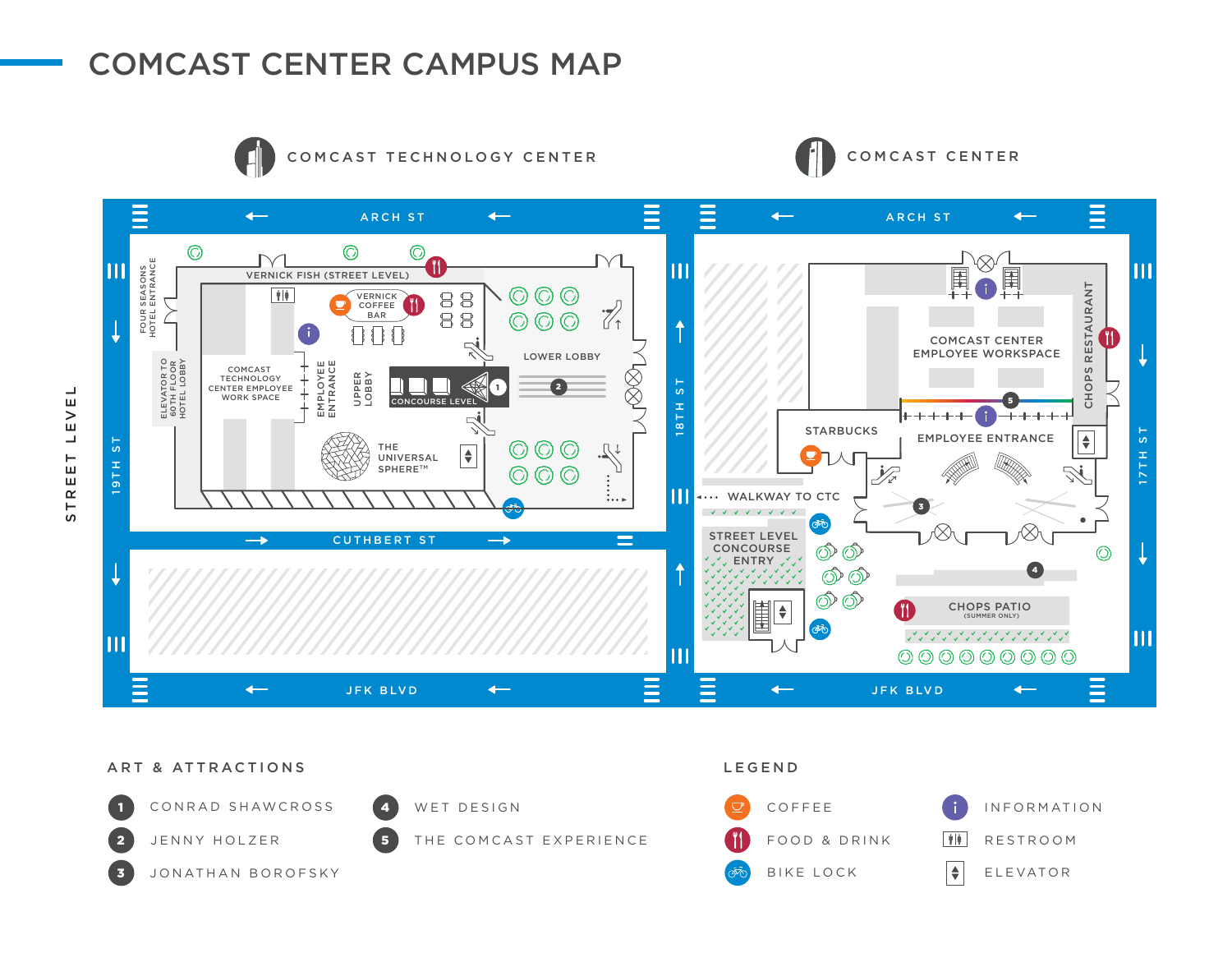# COMCAST CENTER CAMPUS MAP

## STREET LEVEL

### COMCAST TECHNOLOGY CENTER

ARCH ST

19TH ST

18TH ST

CUTHBERT ST

JFK BLVD

FOUR SEASONS HOTEL ENTRANCE

ELEVATOR TO 60TH FLOOR HOTEL LOBBY

VERNICK FISH (STREET LEVEL)

VERNICK COFFEE BAR

COMCAST TECHNOLOGY CENTER EMPLOYEE WORK SPACE

EMPLOYEE ENTRANCE

UPPER LOBBY

CONCOURSE LEVEL

LOWER LOBBY

THE UNIVERSAL SPHERE™

### COMCAST CENTER

ARCH ST

18TH ST

17TH ST

JFK BLVD

COMCAST CENTER EMPLOYEE WORKSPACE

CHOPS RESTAURANT

STARBUCKS

EMPLOYEE ENTRANCE

WALKWAY TO CTC

STREET LEVEL CONCOURSE ENTRY

CHOPS PATIO (SUMMER ONLY)

## ART & ATTRACTIONS

1. CONRAD SHAWCROSS
2. JENNY HOLZER
3. JONATHAN BOROFSKY
4. WET DESIGN
5. THE COMCAST EXPERIENCE

## LEGEND

- COFFEE
- FOOD & DRINK
- BIKE LOCK
- INFORMATION
- RESTROOM
- ELEVATOR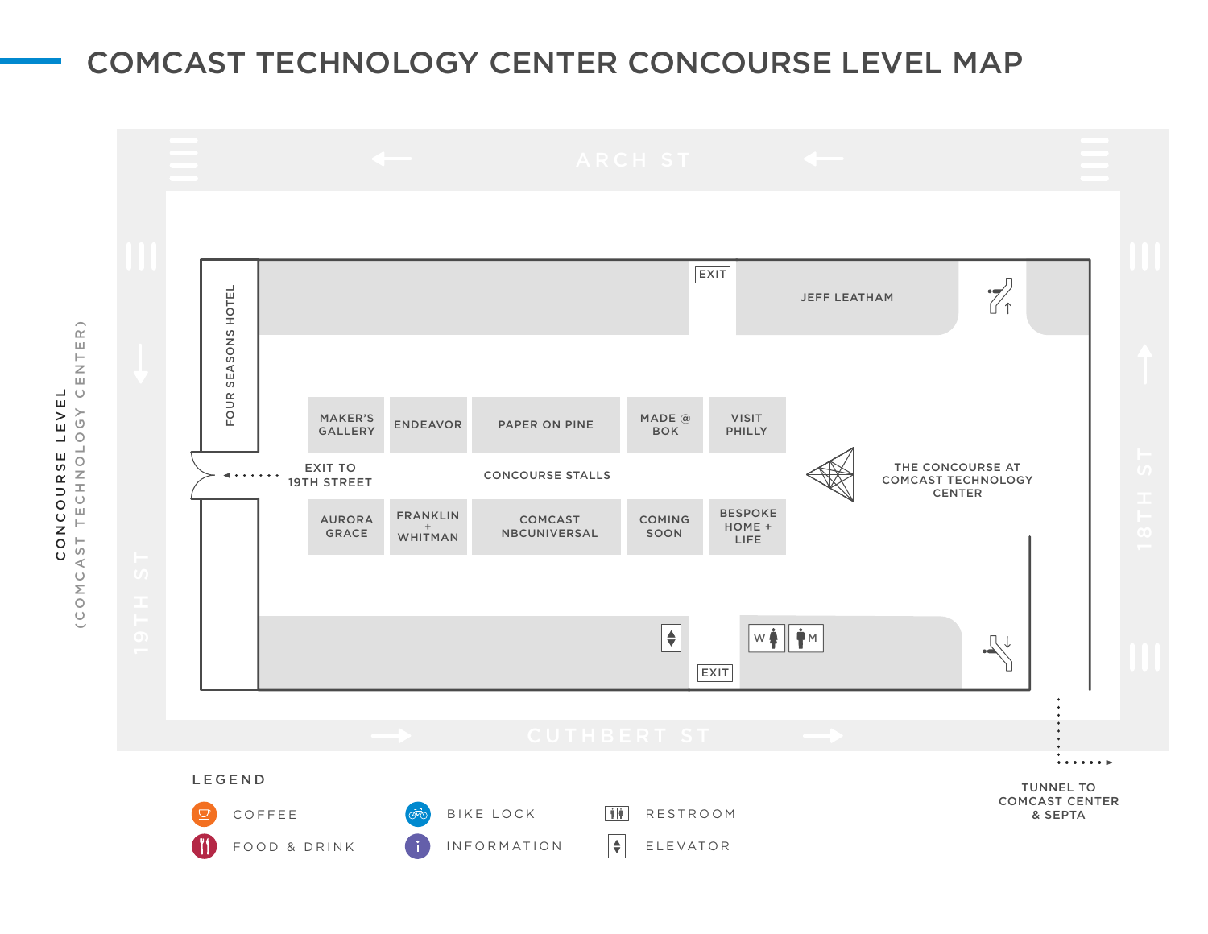# COMCAST TECHNOLOGY CENTER CONCOURSE LEVEL MAP

CONCOURSE LEVEL
(COMCAST TECHNOLOGY CENTER)

ARCH ST

19TH ST

18TH ST

CUTHBERT ST

FOUR SEASONS HOTEL

EXIT

JEFF LEATHAM

MAKER'S GALLERY

ENDEAVOR

PAPER ON PINE

MADE @ BOK

VISIT PHILLY

EXIT TO 19TH STREET

CONCOURSE STALLS

THE CONCOURSE AT COMCAST TECHNOLOGY CENTER

AURORA GRACE

FRANKLIN + WHITMAN

COMCAST NBCUNIVERSAL

COMING SOON

BESPOKE HOME + LIFE

W

M

EXIT

TUNNEL TO COMCAST CENTER & SEPTA

## LEGEND

- COFFEE
- FOOD & DRINK
- BIKE LOCK
- INFORMATION
- RESTROOM
- ELEVATOR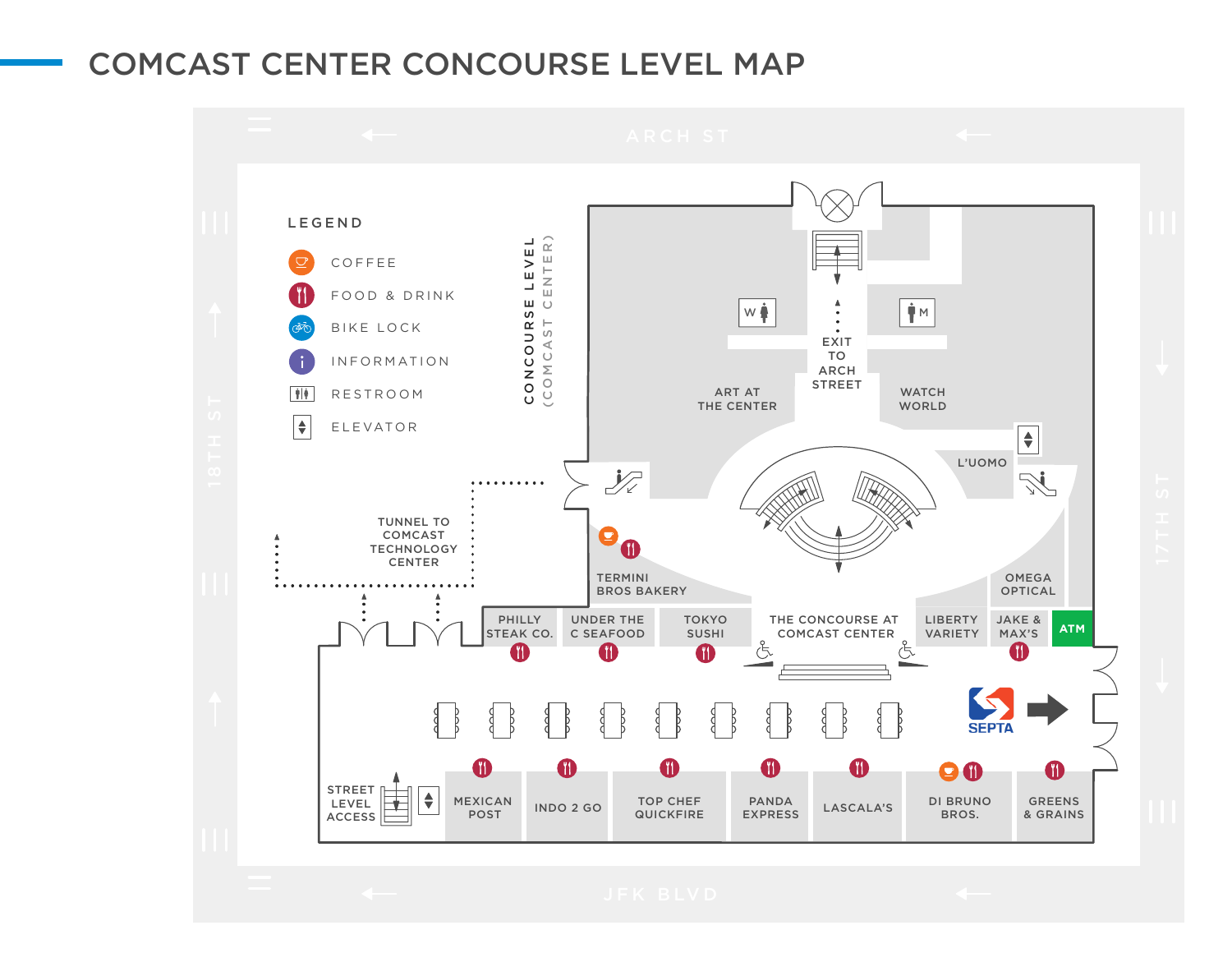# COMCAST CENTER CONCOURSE LEVEL MAP

ARCH ST

18TH ST

17TH ST

JFK BLVD

**LEGEND**

- COFFEE
- FOOD & DRINK
- BIKE LOCK
- INFORMATION
- RESTROOM
- ELEVATOR

CONCOURSE LEVEL (COMCAST CENTER)

TUNNEL TO COMCAST TECHNOLOGY CENTER

EXIT TO ARCH STREET

W

M

ART AT THE CENTER

WATCH WORLD

L'UOMO

TERMINI BROS BAKERY

OMEGA OPTICAL

PHILLY STEAK CO.

UNDER THE C SEAFOOD

TOKYO SUSHI

THE CONCOURSE AT COMCAST CENTER

LIBERTY VARIETY

JAKE & MAX'S

ATM

SEPTA

STREET LEVEL ACCESS

MEXICAN POST

INDO 2 GO

TOP CHEF QUICKFIRE

PANDA EXPRESS

LASCALA'S

DI BRUNO BROS.

GREENS & GRAINS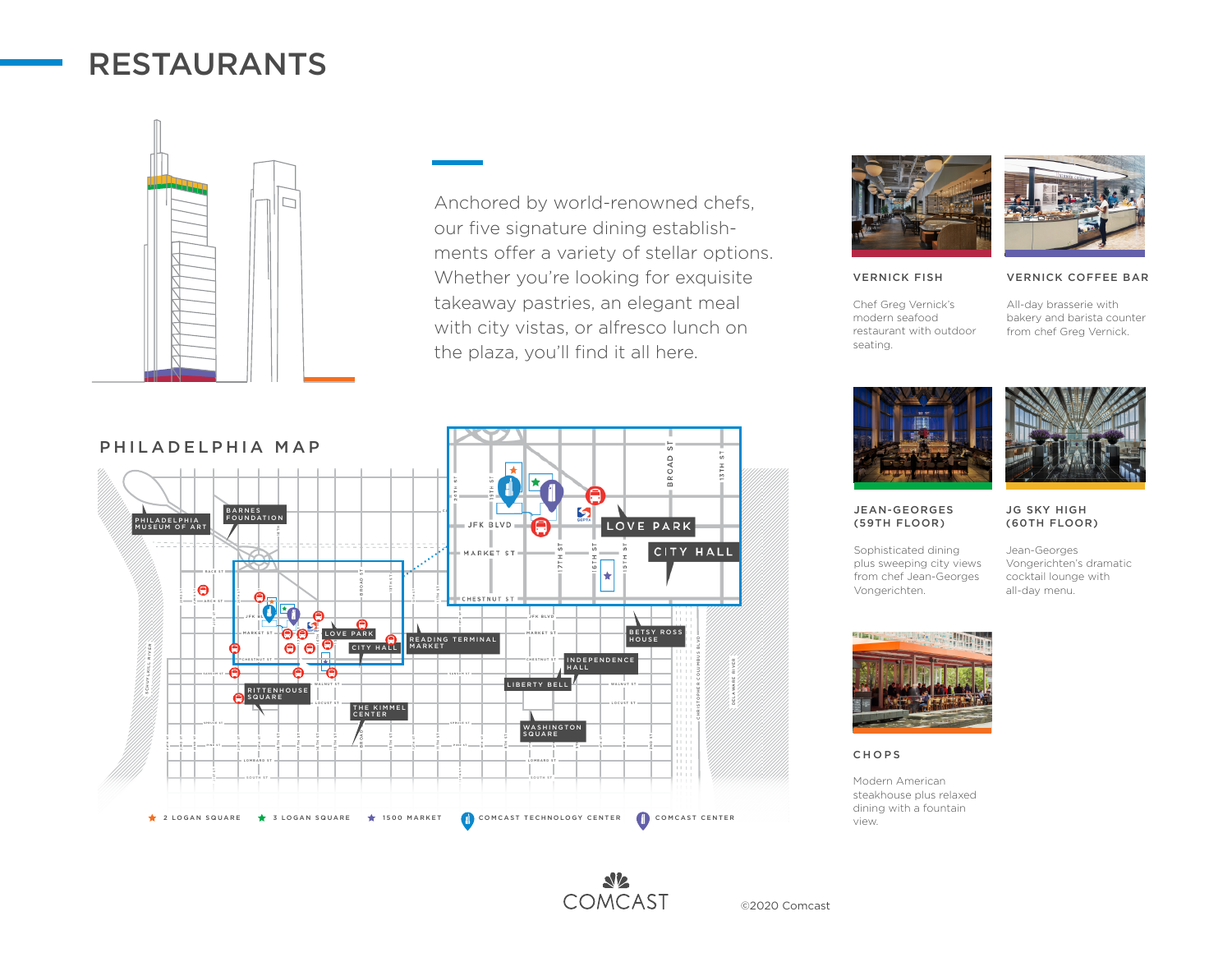# RESTAURANTS

Anchored by world-renowned chefs, our five signature dining establishments offer a variety of stellar options. Whether you're looking for exquisite takeaway pastries, an elegant meal with city vistas, or alfresco lunch on the plaza, you'll find it all here.

## PHILADELPHIA MAP

PHILADELPHIA MUSEUM OF ART
BARNES FOUNDATION
LOVE PARK
CITY HALL
READING TERMINAL MARKET
BETSY ROSS HOUSE
INDEPENDENCE HALL
LIBERTY BELL
RITTENHOUSE SQUARE
THE KIMMEL CENTER
WASHINGTON SQUARE
JFK BLVD
MARKET ST
CHESTNUT ST
BROAD ST
SCHUYLKILL RIVER
DELAWARE RIVER

★ 2 LOGAN SQUARE ★ 3 LOGAN SQUARE ★ 1500 MARKET COMCAST TECHNOLOGY CENTER COMCAST CENTER

### VERNICK FISH

Chef Greg Vernick's modern seafood restaurant with outdoor seating.

### VERNICK COFFEE BAR

All-day brasserie with bakery and barista counter from chef Greg Vernick.

### JEAN-GEORGES (59TH FLOOR)

Sophisticated dining plus sweeping city views from chef Jean-Georges Vongerichten.

### JG SKY HIGH (60TH FLOOR)

Jean-Georges Vongerichten's dramatic cocktail lounge with all-day menu.

### CHOPS

Modern American steakhouse plus relaxed dining with a fountain view.

COMCAST

©2020 Comcast